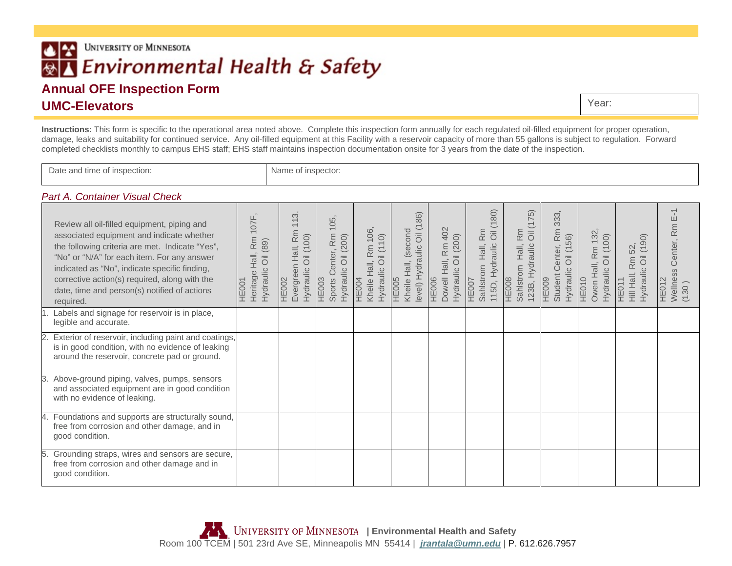University of Minnesota

# Environmental Health & Safety

## Annual OFE Inspection Form

## UMC-Elevators

Year:

**Instructions:** This form is specific to the operational area noted above. Complete this inspection form annually for each regulated oil-filled equipment for proper operation, damage, leaks and suitability for continued service. Any oil-filled equipment at this Facility with a reservoir capacity of more than 55 gallons is subject to regulation. Forward completed checklists monthly to campus EHS staff; EHS staff maintains inspection documentation onsite for 3 years from the date of the inspection.

| Date and time of inspection: | Name of inspector: |
|---|---|

### *Part A. Container Visual Check*

| Review all oil-filled equipment, piping and associated equipment and indicate whether the following criteria are met. Indicate "Yes", "No" or "N/A" for each item. For any answer indicated as "No", indicate specific finding, corrective action(s) required, along with the date, time and person(s) notified of actions required. | HE001 Heritage Hall, Rm 107F, Hydraulic Oil (89) | HE002 Evergreen Hall, Rm 113, Hydraulic Oil (100) | HE003 Sports Center, Rm 105, Hydraulic Oil (200) | HE004 Kheile Hall, Rm 106, Hydraulic Oil (110) | HE005 Kheile Hall, (second level) Hydraulic Oil (186) | HE006 Dowell Hall, Rm 402 Hydraulic Oil (200) | HE007 Sahlstrom Hall, Rm 115D, Hydraulic Oil (180) | HE008 Sahlstrom Hall, Rm 123B, Hydraulic Oil (175) | HE009 Student Center, Rm 333, Hydraulic Oil (156) | HE010 Owen Hall, Rm 132, Hydraulic Oil (100) | HE011 Hill Hall, Rm 52, Hydraulic Oil (190) | HE012 Wellness Center, Rm E-1 (130 ) |
|---|---|---|---|---|---|---|---|---|---|---|---|---|
| 1. Labels and signage for reservoir is in place, legible and accurate. | | | | | | | | | | | | |
| 2. Exterior of reservoir, including paint and coatings, is in good condition, with no evidence of leaking around the reservoir, concrete pad or ground. | | | | | | | | | | | | |
| 3. Above-ground piping, valves, pumps, sensors and associated equipment are in good condition with no evidence of leaking. | | | | | | | | | | | | |
| 4. Foundations and supports are structurally sound, free from corrosion and other damage, and in good condition. | | | | | | | | | | | | |
| 5. Grounding straps, wires and sensors are secure, free from corrosion and other damage and in good condition. | | | | | | | | | | | | |

University of Minnesota | **Environmental Health and Safety**
Room 100 TCEM | 501 23rd Ave SE, Minneapolis MN 55414 | ***jrantala@umn.edu*** | P. 612.626.7957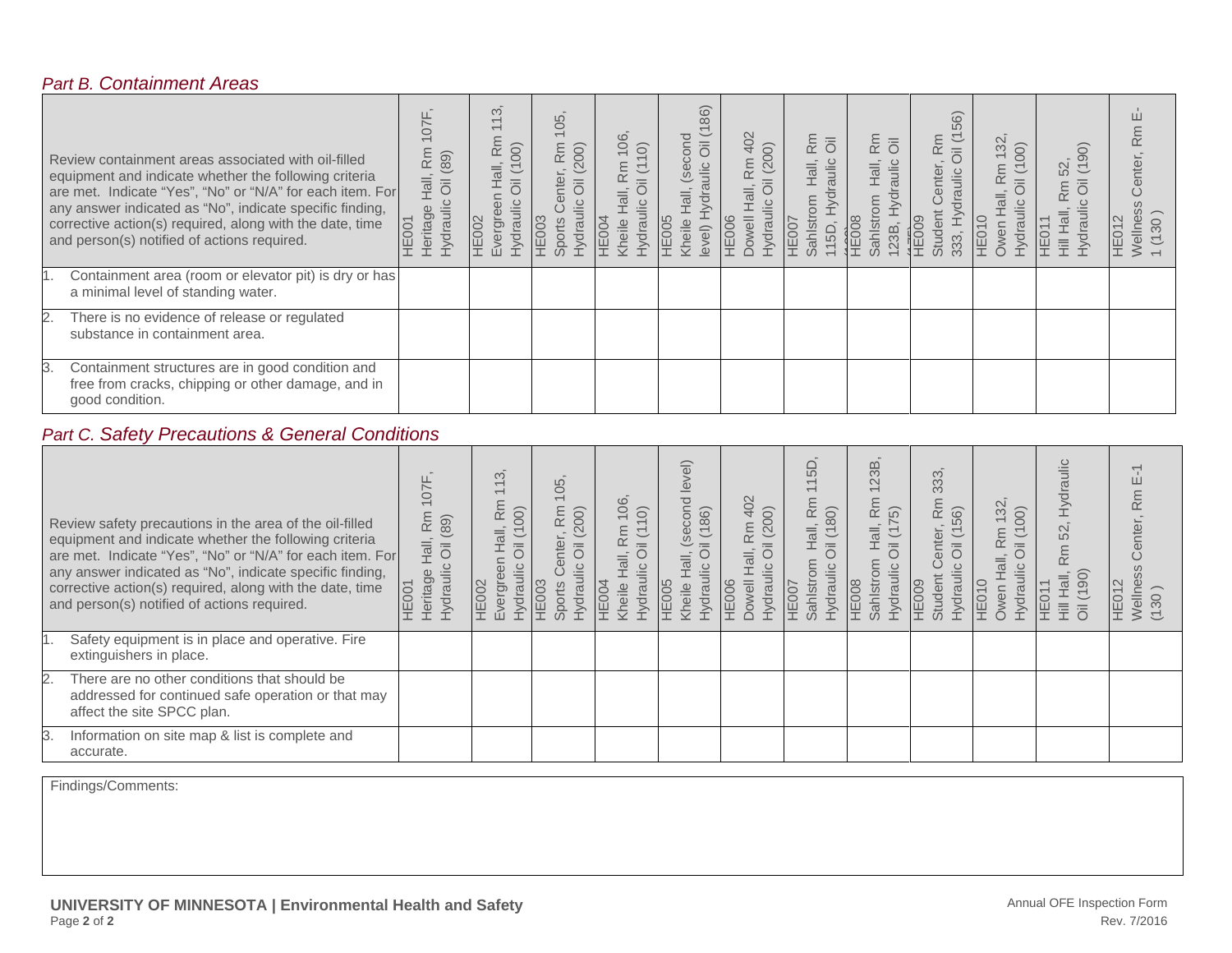*Part B. Containment Areas*

| Review containment areas associated with oil-filled equipment and indicate whether the following criteria are met. Indicate "Yes", "No" or "N/A" for each item. For any answer indicated as "No", indicate specific finding, corrective action(s) required, along with the date, time and person(s) notified of actions required. | HE001 Heritage Hall, Rm 107F, Hydraulic Oil (89) | HE002 Evergreen Hall, Rm 113, Hydraulic Oil (100) | HE003 Sports Center, Rm 105, Hydraulic Oil (200) | HE004 Kheile Hall, Rm 106, Hydraulic Oil (110) | HE005 Kheile Hall, (second level) Hydraulic Oil (186) | HE006 Dowell Hall, Rm 402 Hydraulic Oil (200) | HE007 Sahlstrom Hall, Rm 115D, Hydraulic Oil (180) | HE008 Sahlstrom Hall, Rm 123B, Hydraulic Oil (175) | HE009 Student Center, Rm 333, Hydraulic Oil (156) | HE010 Owen Hall, Rm 132, Hydraulic Oil (100) | HE011 Hill Hall, Rm 52, Hydraulic Oil (190) | HE012 Wellness Center, Rm E-1 (130 ) |
|---|---|---|---|---|---|---|---|---|---|---|---|---|
| 1. Containment area (room or elevator pit) is dry or has a minimal level of standing water. | | | | | | | | | | | | |
| 2. There is no evidence of release or regulated substance in containment area. | | | | | | | | | | | | |
| 3. Containment structures are in good condition and free from cracks, chipping or other damage, and in good condition. | | | | | | | | | | | | |

*Part C. Safety Precautions & General Conditions*

| Review safety precautions in the area of the oil-filled equipment and indicate whether the following criteria are met. Indicate "Yes", "No" or "N/A" for each item. For any answer indicated as "No", indicate specific finding, corrective action(s) required, along with the date, time and person(s) notified of actions required. | HE001 Heritage Hall, Rm 107F, Hydraulic Oil (89) | HE002 Evergreen Hall, Rm 113, Hydraulic Oil (100) | HE003 Sports Center, Rm 105, Hydraulic Oil (200) | HE004 Kheile Hall, Rm 106, Hydraulic Oil (110) | HE005 Kheile Hall, (second level) Hydraulic Oil (186) | HE006 Dowell Hall, Rm 402 Hydraulic Oil (200) | HE007 Sahlstrom Hall, Rm 115D, Hydraulic Oil (180) | HE008 Sahlstrom Hall, Rm 123B, Hydraulic Oil (175) | HE009 Student Center, Rm 333, Hydraulic Oil (156) | HE010 Owen Hall, Rm 132, Hydraulic Oil (100) | HE011 Hill Hall, Rm 52, Hydraulic Oil (190) | HE012 Wellness Center, Rm E-1 (130 ) |
|---|---|---|---|---|---|---|---|---|---|---|---|---|
| 1. Safety equipment is in place and operative. Fire extinguishers in place. | | | | | | | | | | | | |
| 2. There are no other conditions that should be addressed for continued safe operation or that may affect the site SPCC plan. | | | | | | | | | | | | |
| 3. Information on site map & list is complete and accurate. | | | | | | | | | | | | |

Findings/Comments:

**UNIVERSITY OF MINNESOTA | Environmental Health and Safety**

Annual OFE Inspection Form
Rev. 7/2016